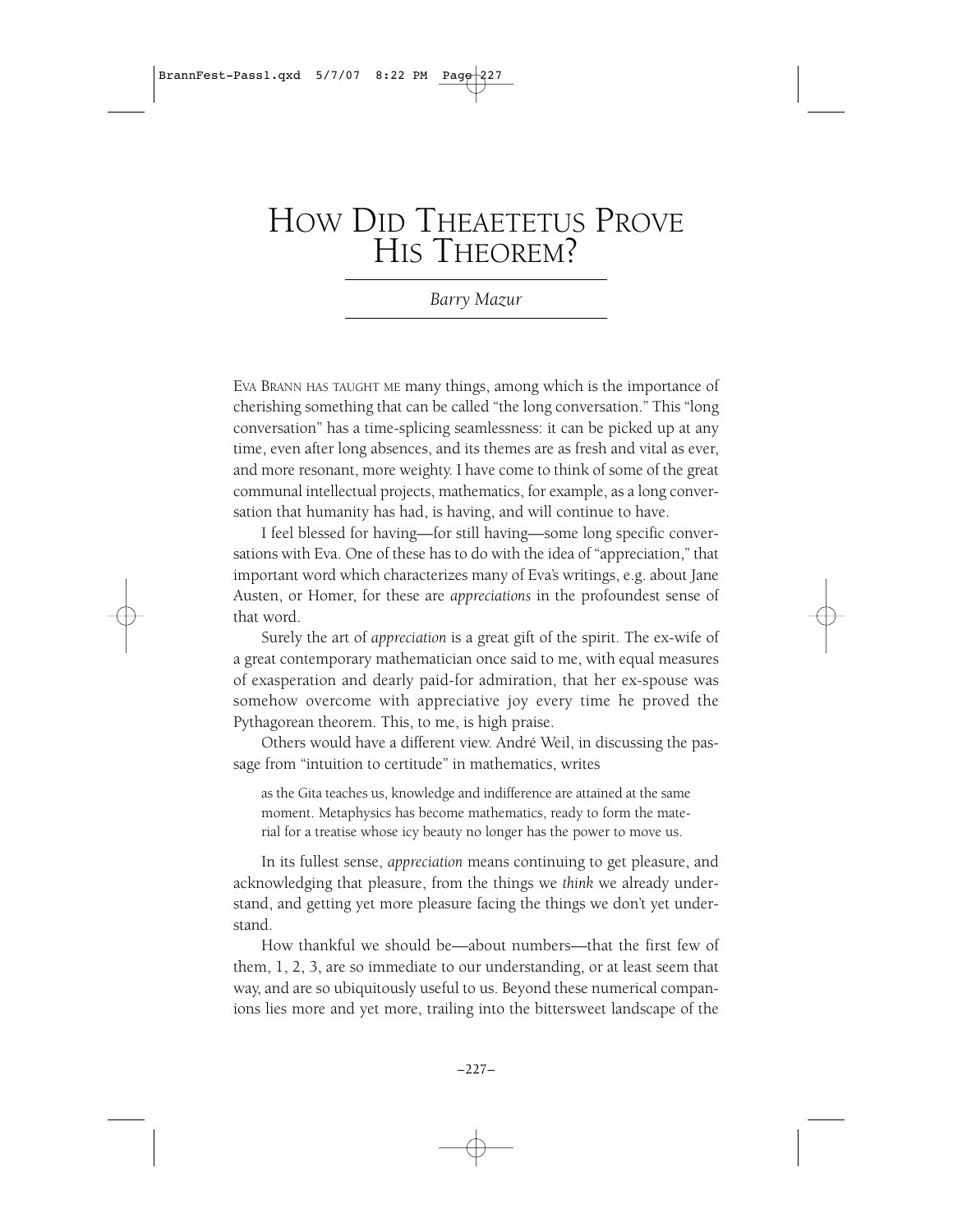# How Did Theaetetus Prove His Theorem?

*Barry Mazur*

Eva Brann has taught me many things, among which is the importance of cherishing something that can be called "the long conversation." This "long conversation" has a time-splicing seamlessness: it can be picked up at any time, even after long absences, and its themes are as fresh and vital as ever, and more resonant, more weighty. I have come to think of some of the great communal intellectual projects, mathematics, for example, as a long conversation that humanity has had, is having, and will continue to have.

I feel blessed for having—for still having—some long specific conversations with Eva. One of these has to do with the idea of "appreciation," that important word which characterizes many of Eva's writings, e.g. about Jane Austen, or Homer, for these are *appreciations* in the profoundest sense of that word.

Surely the art of *appreciation* is a great gift of the spirit. The ex-wife of a great contemporary mathematician once said to me, with equal measures of exasperation and dearly paid-for admiration, that her ex-spouse was somehow overcome with appreciative joy every time he proved the Pythagorean theorem. This, to me, is high praise.

Others would have a different view. André Weil, in discussing the passage from "intuition to certitude" in mathematics, writes

> as the Gita teaches us, knowledge and indifference are attained at the same moment. Metaphysics has become mathematics, ready to form the material for a treatise whose icy beauty no longer has the power to move us.

In its fullest sense, *appreciation* means continuing to get pleasure, and acknowledging that pleasure, from the things we *think* we already understand, and getting yet more pleasure facing the things we don't yet understand.

How thankful we should be—about numbers—that the first few of them, 1, 2, 3, are so immediate to our understanding, or at least seem that way, and are so ubiquitously useful to us. Beyond these numerical companions lies more and yet more, trailing into the bittersweet landscape of the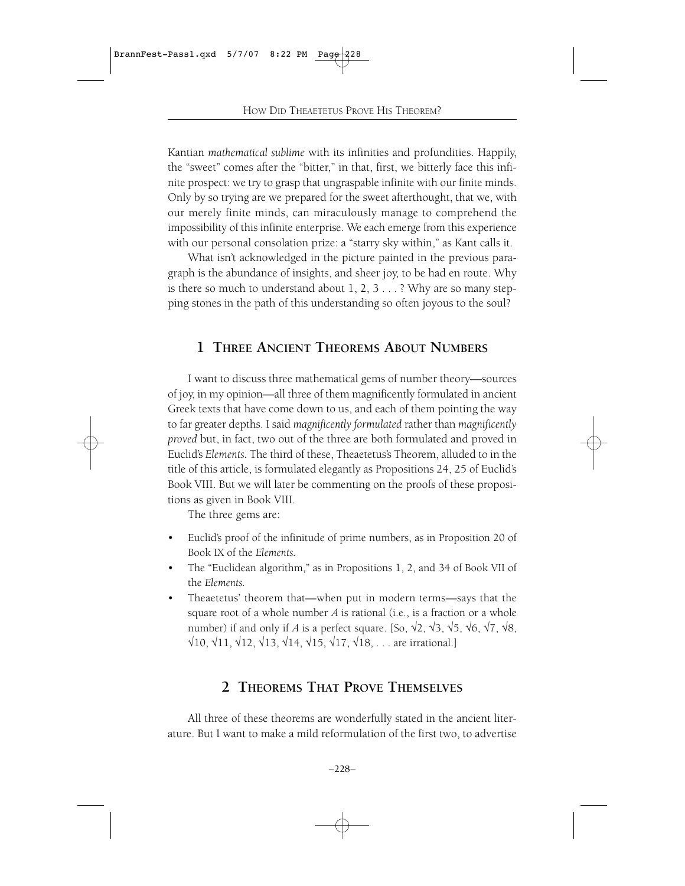Kantian *mathematical sublime* with its infinities and profundities. Happily, the "sweet" comes after the "bitter," in that, first, we bitterly face this infinite prospect: we try to grasp that ungraspable infinite with our finite minds. Only by so trying are we prepared for the sweet afterthought, that we, with our merely finite minds, can miraculously manage to comprehend the impossibility of this infinite enterprise. We each emerge from this experience with our personal consolation prize: a "starry sky within," as Kant calls it.

What isn't acknowledged in the picture painted in the previous paragraph is the abundance of insights, and sheer joy, to be had en route. Why is there so much to understand about 1, 2, 3 . . . ? Why are so many stepping stones in the path of this understanding so often joyous to the soul?

## 1 Three Ancient Theorems About Numbers

I want to discuss three mathematical gems of number theory—sources of joy, in my opinion—all three of them magnificently formulated in ancient Greek texts that have come down to us, and each of them pointing the way to far greater depths. I said *magnificently formulated* rather than *magnificently proved* but, in fact, two out of the three are both formulated and proved in Euclid's *Elements.* The third of these, Theaetetus's Theorem, alluded to in the title of this article, is formulated elegantly as Propositions 24, 25 of Euclid's Book VIII. But we will later be commenting on the proofs of these propositions as given in Book VIII.

The three gems are:

- Euclid's proof of the infinitude of prime numbers, as in Proposition 20 of Book IX of the *Elements.*
- The "Euclidean algorithm," as in Propositions 1, 2, and 34 of Book VII of the *Elements.*
- Theaetetus' theorem that—when put in modern terms—says that the square root of a whole number $A$ is rational (i.e., is a fraction or a whole number) if and only if $A$ is a perfect square. [So, $\sqrt{2}$, $\sqrt{3}$, $\sqrt{5}$, $\sqrt{6}$, $\sqrt{7}$, $\sqrt{8}$, $\sqrt{10}$, $\sqrt{11}$, $\sqrt{12}$, $\sqrt{13}$, $\sqrt{14}$, $\sqrt{15}$, $\sqrt{17}$, $\sqrt{18}$, . . . are irrational.]

## 2 Theorems That Prove Themselves

All three of these theorems are wonderfully stated in the ancient literature. But I want to make a mild reformulation of the first two, to advertise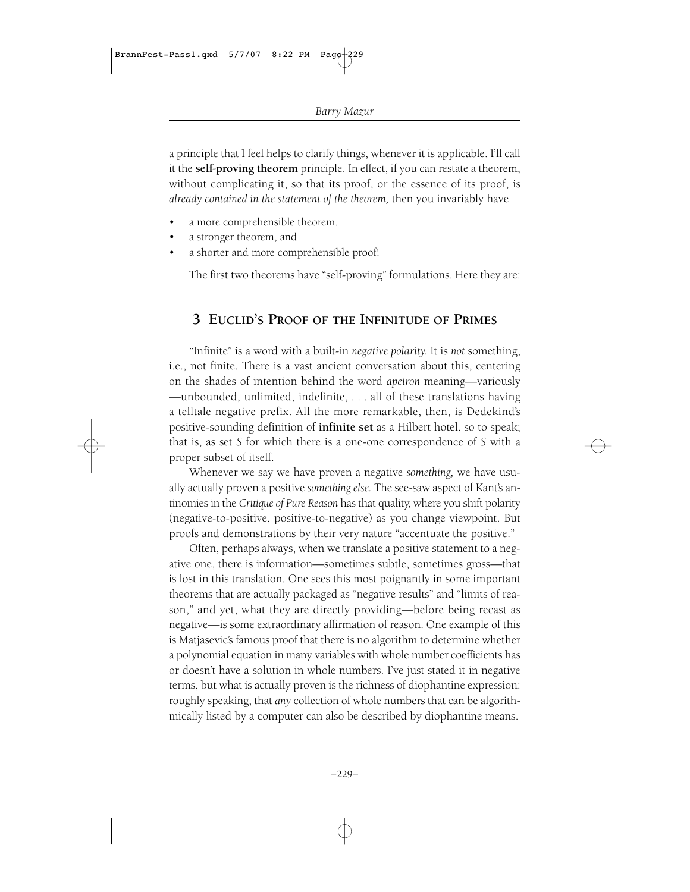a principle that I feel helps to clarify things, whenever it is applicable. I'll call it the **self-proving theorem** principle. In effect, if you can restate a theorem, without complicating it, so that its proof, or the essence of its proof, is *already contained in the statement of the theorem,* then you invariably have

- a more comprehensible theorem,
- a stronger theorem, and
- a shorter and more comprehensible proof!

The first two theorems have "self-proving" formulations. Here they are:

## 3 Euclid's Proof of the Infinitude of Primes

"Infinite" is a word with a built-in *negative polarity.* It is *not* something, i.e., not finite. There is a vast ancient conversation about this, centering on the shades of intention behind the word *apeiron* meaning—variously—unbounded, unlimited, indefinite, . . . all of these translations having a telltale negative prefix. All the more remarkable, then, is Dedekind's positive-sounding definition of **infinite set** as a Hilbert hotel, so to speak; that is, as set *S* for which there is a one-one correspondence of *S* with a proper subset of itself.

Whenever we say we have proven a negative *something,* we have usually actually proven a positive *something else.* The see-saw aspect of Kant's antinomies in the *Critique of Pure Reason* has that quality, where you shift polarity (negative-to-positive, positive-to-negative) as you change viewpoint. But proofs and demonstrations by their very nature "accentuate the positive."

Often, perhaps always, when we translate a positive statement to a negative one, there is information—sometimes subtle, sometimes gross—that is lost in this translation. One sees this most poignantly in some important theorems that are actually packaged as "negative results" and "limits of reason," and yet, what they are directly providing—before being recast as negative—is some extraordinary affirmation of reason. One example of this is Matjasevic's famous proof that there is no algorithm to determine whether a polynomial equation in many variables with whole number coefficients has or doesn't have a solution in whole numbers. I've just stated it in negative terms, but what is actually proven is the richness of diophantine expression: roughly speaking, that *any* collection of whole numbers that can be algorithmically listed by a computer can also be described by diophantine means.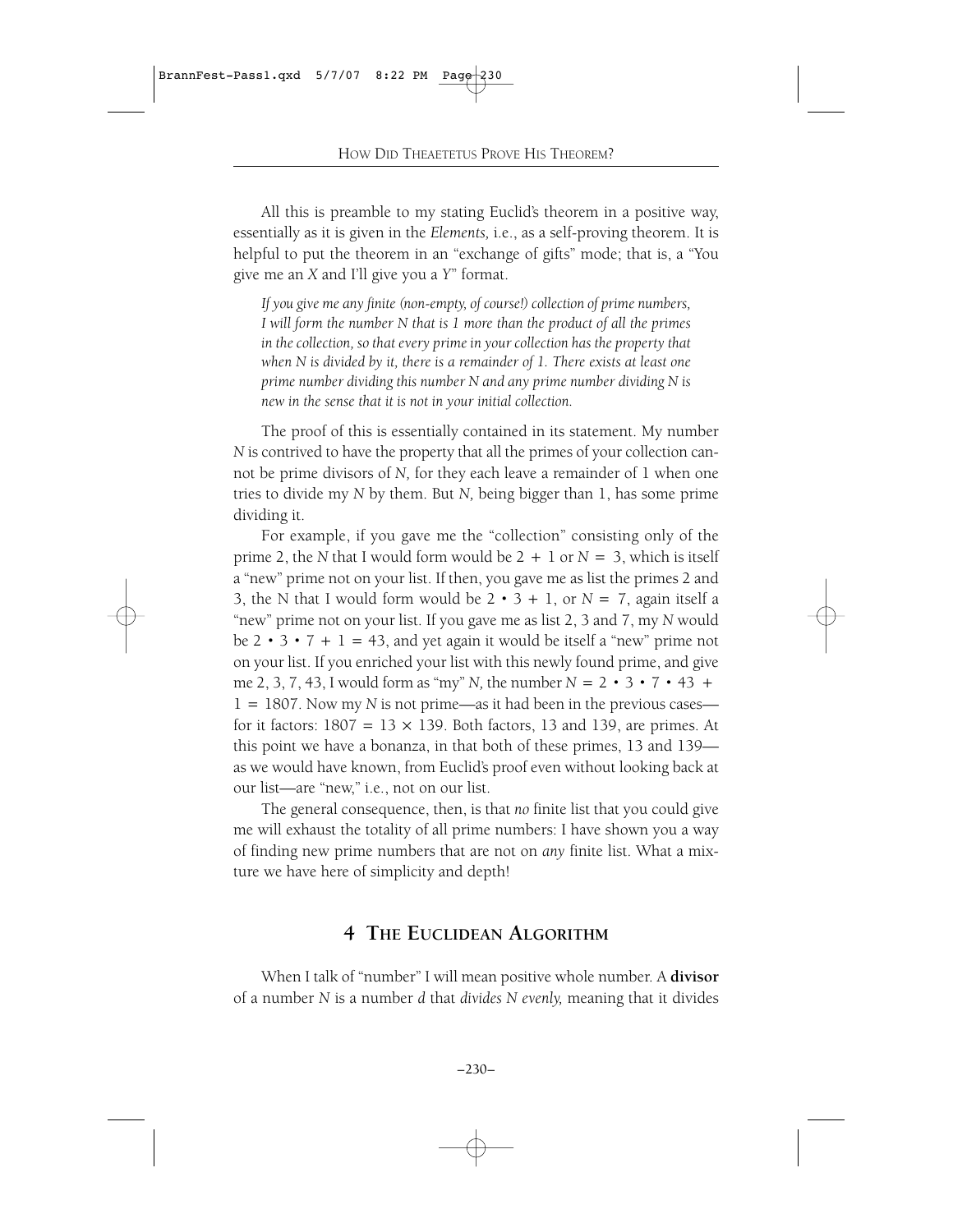All this is preamble to my stating Euclid's theorem in a positive way, essentially as it is given in the *Elements,* i.e., as a self-proving theorem. It is helpful to put the theorem in an "exchange of gifts" mode; that is, a "You give me an *X* and I'll give you a *Y*" format.

> *If you give me any finite (non-empty, of course!) collection of prime numbers, I will form the number N that is 1 more than the product of all the primes in the collection, so that every prime in your collection has the property that when N is divided by it, there is a remainder of 1. There exists at least one prime number dividing this number N and any prime number dividing N is new in the sense that it is not in your initial collection.*

The proof of this is essentially contained in its statement. My number *N* is contrived to have the property that all the primes of your collection cannot be prime divisors of *N,* for they each leave a remainder of 1 when one tries to divide my *N* by them. But *N,* being bigger than 1, has some prime dividing it.

For example, if you gave me the "collection" consisting only of the prime 2, the *N* that I would form would be $2 + 1$ or $N = 3$, which is itself a "new" prime not on your list. If then, you gave me as list the primes 2 and 3, the N that I would form would be $2 \cdot 3 + 1$, or $N = 7$, again itself a "new" prime not on your list. If you gave me as list 2, 3 and 7, my *N* would be $2 \cdot 3 \cdot 7 + 1 = 43$, and yet again it would be itself a "new" prime not on your list. If you enriched your list with this newly found prime, and give me 2, 3, 7, 43, I would form as "my" *N,* the number $N = 2 \cdot 3 \cdot 7 \cdot 43 + 1 = 1807$. Now my *N* is not prime—as it had been in the previous cases—for it factors: $1807 = 13 \times 139$. Both factors, 13 and 139, are primes. At this point we have a bonanza, in that both of these primes, 13 and 139—as we would have known, from Euclid's proof even without looking back at our list—are "new," i.e., not on our list.

The general consequence, then, is that *no* finite list that you could give me will exhaust the totality of all prime numbers: I have shown you a way of finding new prime numbers that are not on *any* finite list. What a mixture we have here of simplicity and depth!

## 4 The Euclidean Algorithm

When I talk of "number" I will mean positive whole number. A **divisor** of a number *N* is a number *d* that *divides N evenly,* meaning that it divides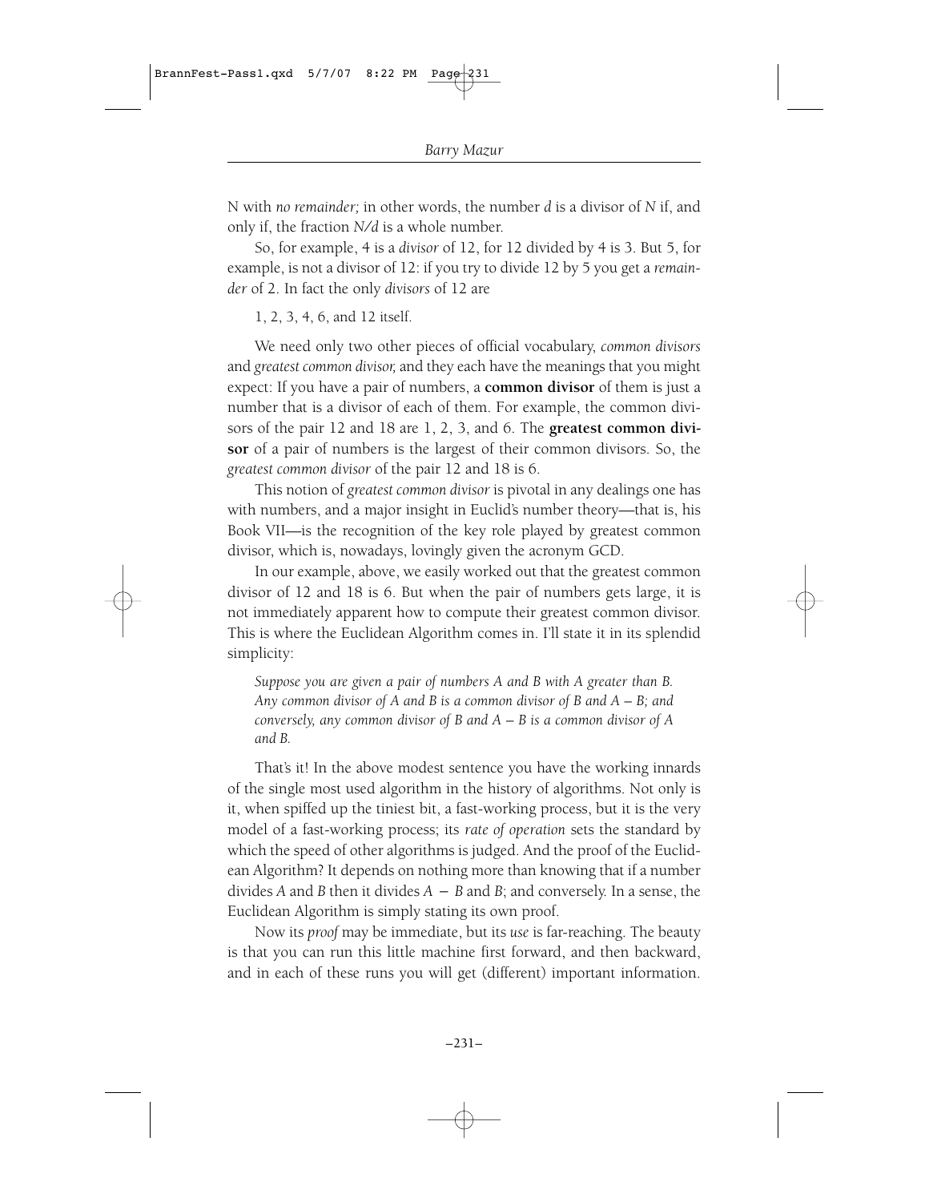N with *no remainder;* in other words, the number *d* is a divisor of *N* if, and only if, the fraction *N/d* is a whole number.

So, for example, 4 is a *divisor* of 12, for 12 divided by 4 is 3. But 5, for example, is not a divisor of 12: if you try to divide 12 by 5 you get a *remainder* of 2. In fact the only *divisors* of 12 are

1, 2, 3, 4, 6, and 12 itself.

We need only two other pieces of official vocabulary, *common divisors* and *greatest common divisor,* and they each have the meanings that you might expect: If you have a pair of numbers, a **common divisor** of them is just a number that is a divisor of each of them. For example, the common divisors of the pair 12 and 18 are 1, 2, 3, and 6. The **greatest common divisor** of a pair of numbers is the largest of their common divisors. So, the *greatest common divisor* of the pair 12 and 18 is 6.

This notion of *greatest common divisor* is pivotal in any dealings one has with numbers, and a major insight in Euclid's number theory—that is, his Book VII—is the recognition of the key role played by greatest common divisor, which is, nowadays, lovingly given the acronym GCD.

In our example, above, we easily worked out that the greatest common divisor of 12 and 18 is 6. But when the pair of numbers gets large, it is not immediately apparent how to compute their greatest common divisor. This is where the Euclidean Algorithm comes in. I'll state it in its splendid simplicity:

> *Suppose you are given a pair of numbers A and B with A greater than B. Any common divisor of A and B is a common divisor of B and A – B; and conversely, any common divisor of B and A – B is a common divisor of A and B.*

That's it! In the above modest sentence you have the working innards of the single most used algorithm in the history of algorithms. Not only is it, when spiffed up the tiniest bit, a fast-working process, but it is the very model of a fast-working process; its *rate of operation* sets the standard by which the speed of other algorithms is judged. And the proof of the Euclidean Algorithm? It depends on nothing more than knowing that if a number divides *A* and *B* then it divides $A - B$ and *B*; and conversely. In a sense, the Euclidean Algorithm is simply stating its own proof.

Now its *proof* may be immediate, but its *use* is far-reaching. The beauty is that you can run this little machine first forward, and then backward, and in each of these runs you will get (different) important information.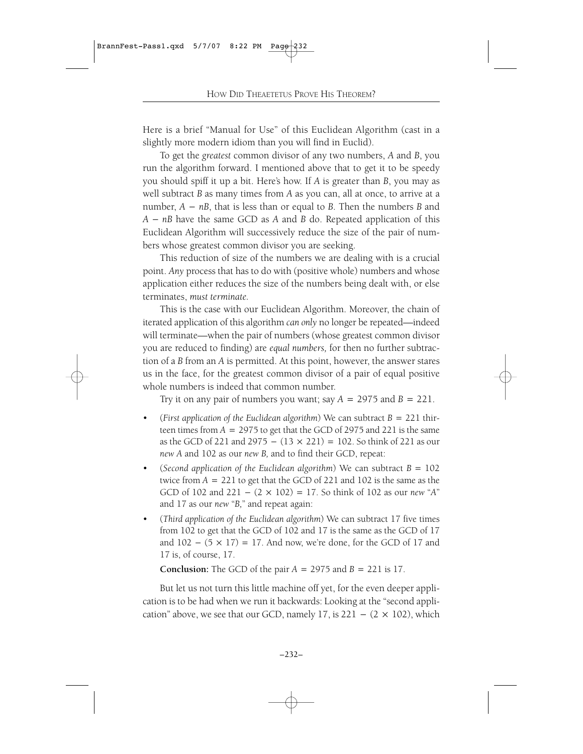Here is a brief "Manual for Use" of this Euclidean Algorithm (cast in a slightly more modern idiom than you will find in Euclid).

To get the *greatest* common divisor of any two numbers, $A$ and $B$, you run the algorithm forward. I mentioned above that to get it to be speedy you should spiff it up a bit. Here's how. If $A$ is greater than $B$, you may as well subtract $B$ as many times from $A$ as you can, all at once, to arrive at a number, $A - nB$, that is less than or equal to $B$. Then the numbers $B$ and $A - nB$ have the same GCD as $A$ and $B$ do. Repeated application of this Euclidean Algorithm will successively reduce the size of the pair of numbers whose greatest common divisor you are seeking.

This reduction of size of the numbers we are dealing with is a crucial point. *Any* process that has to do with (positive whole) numbers and whose application either reduces the size of the numbers being dealt with, or else terminates, *must terminate*.

This is the case with our Euclidean Algorithm. Moreover, the chain of iterated application of this algorithm *can only* no longer be repeated—indeed will terminate—when the pair of numbers (whose greatest common divisor you are reduced to finding) are *equal numbers,* for then no further subtraction of a $B$ from an $A$ is permitted. At this point, however, the answer stares us in the face, for the greatest common divisor of a pair of equal positive whole numbers is indeed that common number.

Try it on any pair of numbers you want; say $A = 2975$ and $B = 221$.

- (*First application of the Euclidean algorithm*) We can subtract $B = 221$ thirteen times from $A = 2975$ to get that the GCD of 2975 and 221 is the same as the GCD of 221 and $2975 - (13 \times 221) = 102$. So think of 221 as our *new A* and 102 as our *new B,* and to find their GCD, repeat:
- (*Second application of the Euclidean algorithm*) We can subtract $B = 102$ twice from $A = 221$ to get that the GCD of 221 and 102 is the same as the GCD of 102 and $221 - (2 \times 102) = 17$. So think of 102 as our *new* "$A$" and 17 as our *new* "$B$," and repeat again:
- (*Third application of the Euclidean algorithm*) We can subtract 17 five times from 102 to get that the GCD of 102 and 17 is the same as the GCD of 17 and $102 - (5 \times 17) = 17$. And now, we're done, for the GCD of 17 and 17 is, of course, 17.

**Conclusion:** The GCD of the pair $A = 2975$ and $B = 221$ is 17.

But let us not turn this little machine off yet, for the even deeper application is to be had when we run it backwards: Looking at the "second application" above, we see that our GCD, namely 17, is $221 - (2 \times 102)$, which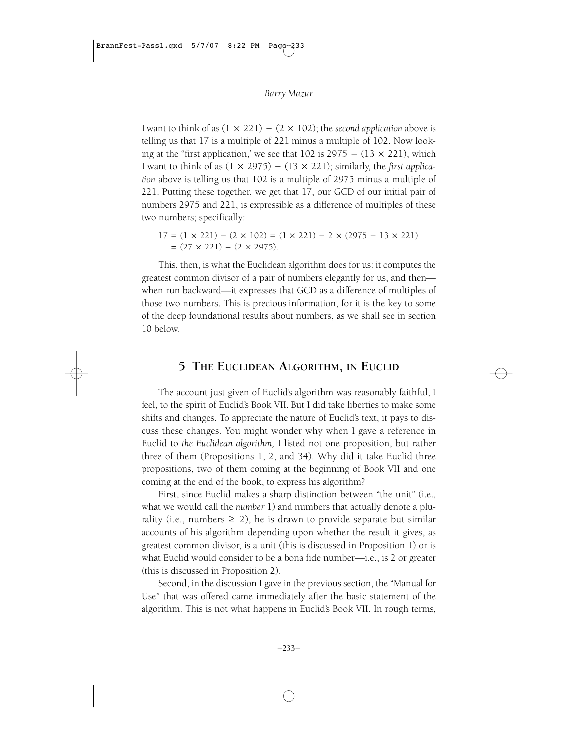I want to think of as $(1 \times 221) - (2 \times 102)$; the *second application* above is telling us that 17 is a multiple of 221 minus a multiple of 102. Now looking at the "first application,' we see that 102 is $2975 - (13 \times 221)$, which I want to think of as $(1 \times 2975) - (13 \times 221)$; similarly, the *first application* above is telling us that 102 is a multiple of 2975 minus a multiple of 221. Putting these together, we get that 17, our GCD of our initial pair of numbers 2975 and 221, is expressible as a difference of multiples of these two numbers; specifically:

$$17 = (1 \times 221) - (2 \times 102) = (1 \times 221) - 2 \times (2975 - 13 \times 221)$$
$$= (27 \times 221) - (2 \times 2975).$$

This, then, is what the Euclidean algorithm does for us: it computes the greatest common divisor of a pair of numbers elegantly for us, and then—when run backward—it expresses that GCD as a difference of multiples of those two numbers. This is precious information, for it is the key to some of the deep foundational results about numbers, as we shall see in section 10 below.

## 5 The Euclidean Algorithm, in Euclid

The account just given of Euclid's algorithm was reasonably faithful, I feel, to the spirit of Euclid's Book VII. But I did take liberties to make some shifts and changes. To appreciate the nature of Euclid's text, it pays to discuss these changes. You might wonder why when I gave a reference in Euclid to *the Euclidean algorithm,* I listed not one proposition, but rather three of them (Propositions 1, 2, and 34). Why did it take Euclid three propositions, two of them coming at the beginning of Book VII and one coming at the end of the book, to express his algorithm?

First, since Euclid makes a sharp distinction between "the unit" (i.e., what we would call the *number* 1) and numbers that actually denote a plurality (i.e., numbers $\geq 2$), he is drawn to provide separate but similar accounts of his algorithm depending upon whether the result it gives, as greatest common divisor, is a unit (this is discussed in Proposition 1) or is what Euclid would consider to be a bona fide number—i.e., is 2 or greater (this is discussed in Proposition 2).

Second, in the discussion I gave in the previous section, the "Manual for Use" that was offered came immediately after the basic statement of the algorithm. This is not what happens in Euclid's Book VII. In rough terms,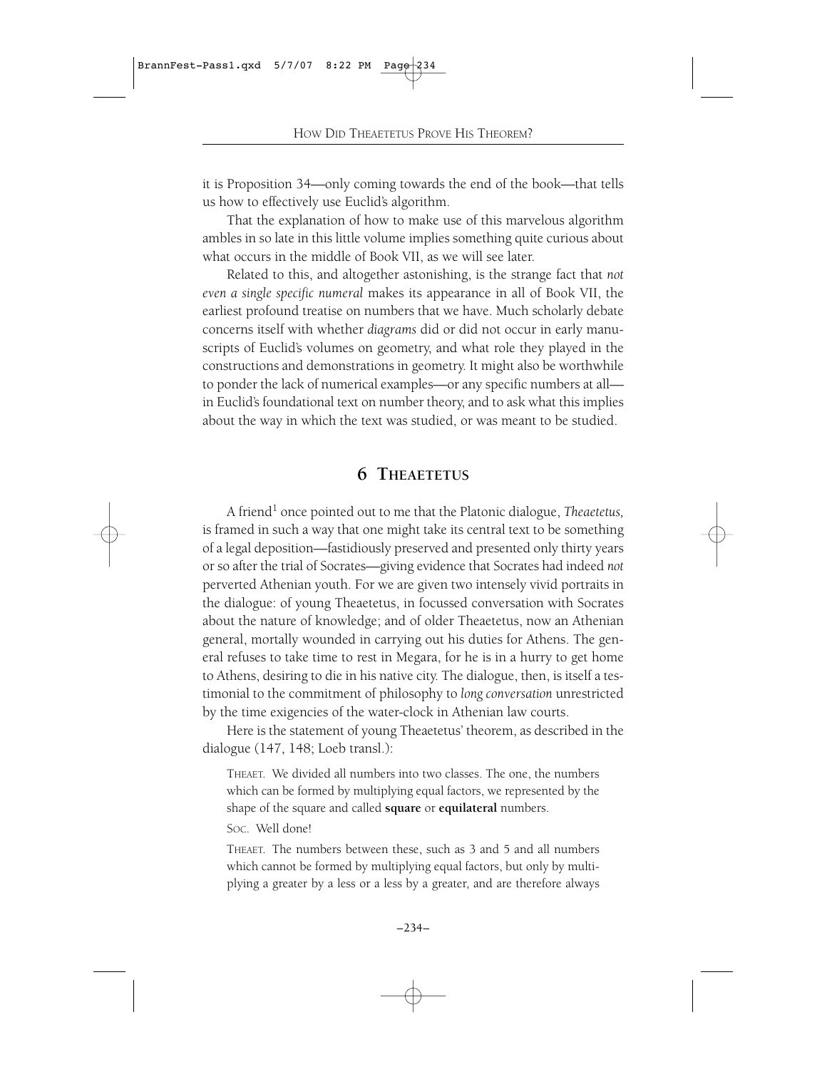it is Proposition 34—only coming towards the end of the book—that tells us how to effectively use Euclid's algorithm.

That the explanation of how to make use of this marvelous algorithm ambles in so late in this little volume implies something quite curious about what occurs in the middle of Book VII, as we will see later.

Related to this, and altogether astonishing, is the strange fact that *not even a single specific numeral* makes its appearance in all of Book VII, the earliest profound treatise on numbers that we have. Much scholarly debate concerns itself with whether *diagrams* did or did not occur in early manuscripts of Euclid's volumes on geometry, and what role they played in the constructions and demonstrations in geometry. It might also be worthwhile to ponder the lack of numerical examples—or any specific numbers at all—in Euclid's foundational text on number theory, and to ask what this implies about the way in which the text was studied, or was meant to be studied.

## 6 Theaetetus

A friend[1] once pointed out to me that the Platonic dialogue, *Theaetetus,* is framed in such a way that one might take its central text to be something of a legal deposition—fastidiously preserved and presented only thirty years or so after the trial of Socrates—giving evidence that Socrates had indeed *not* perverted Athenian youth. For we are given two intensely vivid portraits in the dialogue: of young Theaetetus, in focussed conversation with Socrates about the nature of knowledge; and of older Theaetetus, now an Athenian general, mortally wounded in carrying out his duties for Athens. The general refuses to take time to rest in Megara, for he is in a hurry to get home to Athens, desiring to die in his native city. The dialogue, then, is itself a testimonial to the commitment of philosophy to *long conversation* unrestricted by the time exigencies of the water-clock in Athenian law courts.

Here is the statement of young Theaetetus' theorem, as described in the dialogue (147, 148; Loeb transl.):

> THEAET. We divided all numbers into two classes. The one, the numbers which can be formed by multiplying equal factors, we represented by the shape of the square and called **square** or **equilateral** numbers.
>
> SOC. Well done!
>
> THEAET. The numbers between these, such as 3 and 5 and all numbers which cannot be formed by multiplying equal factors, but only by multiplying a greater by a less or a less by a greater, and are therefore always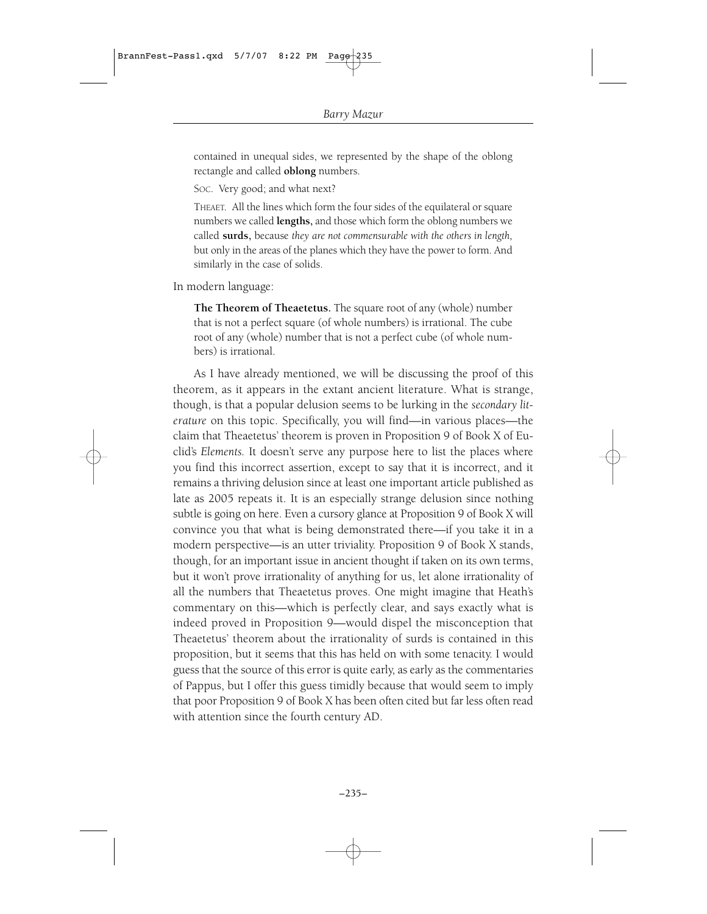contained in unequal sides, we represented by the shape of the oblong rectangle and called **oblong** numbers.

SOC. Very good; and what next?

THEAET. All the lines which form the four sides of the equilateral or square numbers we called **lengths,** and those which form the oblong numbers we called **surds,** because *they are not commensurable with the others in length,* but only in the areas of the planes which they have the power to form. And similarly in the case of solids.

In modern language:

**The Theorem of Theaetetus.** The square root of any (whole) number that is not a perfect square (of whole numbers) is irrational. The cube root of any (whole) number that is not a perfect cube (of whole numbers) is irrational.

As I have already mentioned, we will be discussing the proof of this theorem, as it appears in the extant ancient literature. What is strange, though, is that a popular delusion seems to be lurking in the *secondary literature* on this topic. Specifically, you will find—in various places—the claim that Theaetetus' theorem is proven in Proposition 9 of Book X of Euclid's *Elements.* It doesn't serve any purpose here to list the places where you find this incorrect assertion, except to say that it is incorrect, and it remains a thriving delusion since at least one important article published as late as 2005 repeats it. It is an especially strange delusion since nothing subtle is going on here. Even a cursory glance at Proposition 9 of Book X will convince you that what is being demonstrated there—if you take it in a modern perspective—is an utter triviality. Proposition 9 of Book X stands, though, for an important issue in ancient thought if taken on its own terms, but it won't prove irrationality of anything for us, let alone irrationality of all the numbers that Theaetetus proves. One might imagine that Heath's commentary on this—which is perfectly clear, and says exactly what is indeed proved in Proposition 9—would dispel the misconception that Theaetetus' theorem about the irrationality of surds is contained in this proposition, but it seems that this has held on with some tenacity. I would guess that the source of this error is quite early, as early as the commentaries of Pappus, but I offer this guess timidly because that would seem to imply that poor Proposition 9 of Book X has been often cited but far less often read with attention since the fourth century AD.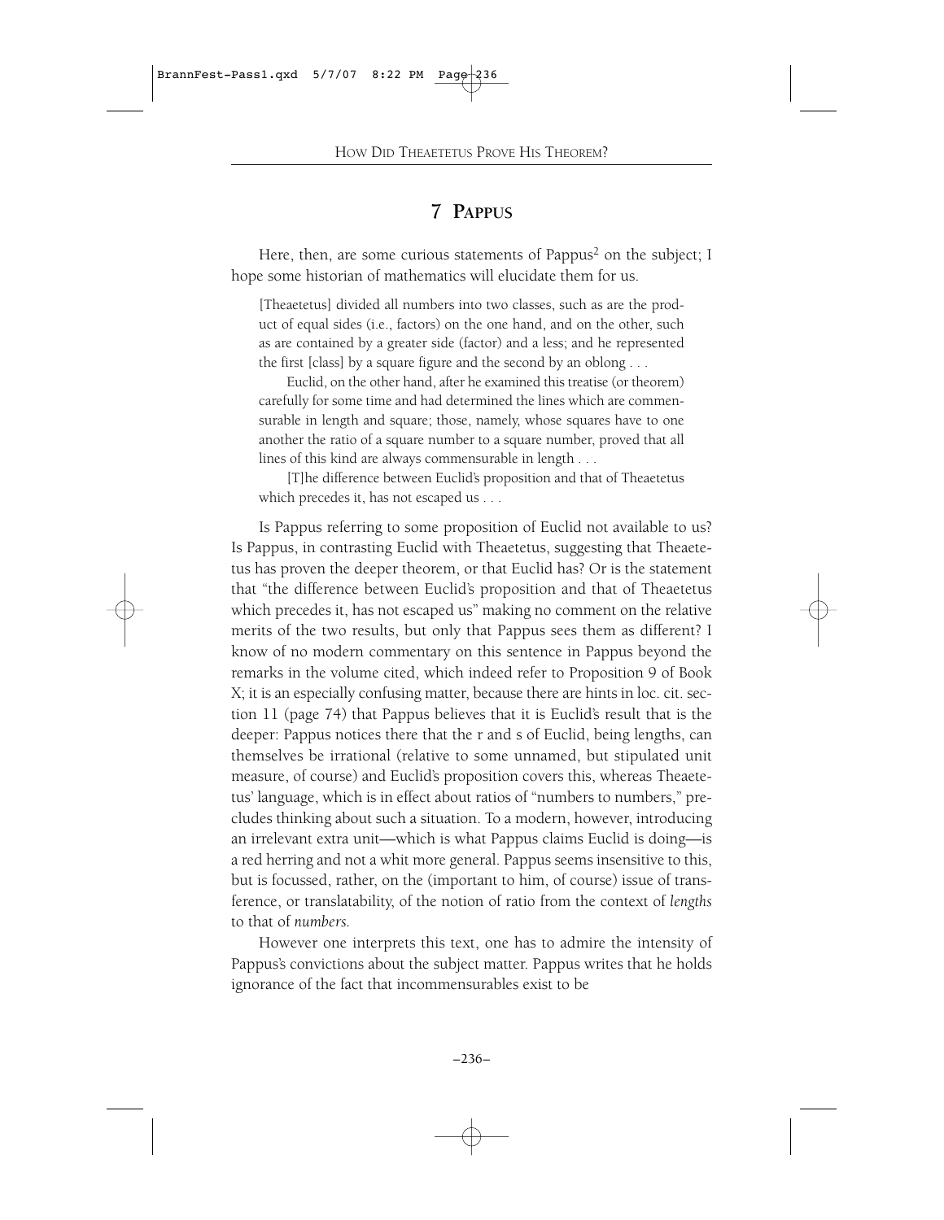## 7 PAPPUS

Here, then, are some curious statements of Pappus[2] on the subject; I hope some historian of mathematics will elucidate them for us.

> [Theaetetus] divided all numbers into two classes, such as are the product of equal sides (i.e., factors) on the one hand, and on the other, such as are contained by a greater side (factor) and a less; and he represented the first [class] by a square figure and the second by an oblong . . .
>
> Euclid, on the other hand, after he examined this treatise (or theorem) carefully for some time and had determined the lines which are commensurable in length and square; those, namely, whose squares have to one another the ratio of a square number to a square number, proved that all lines of this kind are always commensurable in length . . .
>
> [T]he difference between Euclid's proposition and that of Theaetetus which precedes it, has not escaped us . . .

Is Pappus referring to some proposition of Euclid not available to us? Is Pappus, in contrasting Euclid with Theaetetus, suggesting that Theaetetus has proven the deeper theorem, or that Euclid has? Or is the statement that "the difference between Euclid's proposition and that of Theaetetus which precedes it, has not escaped us" making no comment on the relative merits of the two results, but only that Pappus sees them as different? I know of no modern commentary on this sentence in Pappus beyond the remarks in the volume cited, which indeed refer to Proposition 9 of Book X; it is an especially confusing matter, because there are hints in loc. cit. section 11 (page 74) that Pappus believes that it is Euclid's result that is the deeper: Pappus notices there that the r and s of Euclid, being lengths, can themselves be irrational (relative to some unnamed, but stipulated unit measure, of course) and Euclid's proposition covers this, whereas Theaetetus' language, which is in effect about ratios of "numbers to numbers," precludes thinking about such a situation. To a modern, however, introducing an irrelevant extra unit—which is what Pappus claims Euclid is doing—is a red herring and not a whit more general. Pappus seems insensitive to this, but is focussed, rather, on the (important to him, of course) issue of transference, or translatability, of the notion of ratio from the context of *lengths* to that of *numbers.*

However one interprets this text, one has to admire the intensity of Pappus's convictions about the subject matter. Pappus writes that he holds ignorance of the fact that incommensurables exist to be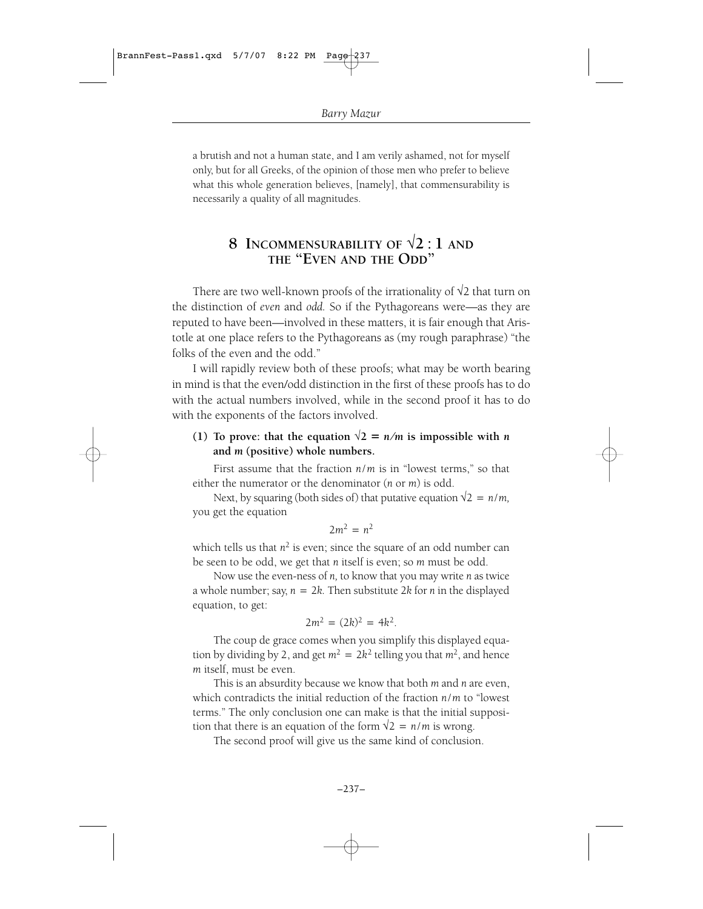a brutish and not a human state, and I am verily ashamed, not for myself only, but for all Greeks, of the opinion of those men who prefer to believe what this whole generation believes, [namely], that commensurability is necessarily a quality of all magnitudes.

## 8 Incommensurability of $\sqrt{2} : 1$ and the "Even and the Odd"

There are two well-known proofs of the irrationality of $\sqrt{2}$ that turn on the distinction of *even* and *odd.* So if the Pythagoreans were—as they are reputed to have been—involved in these matters, it is fair enough that Aristotle at one place refers to the Pythagoreans as (my rough paraphrase) "the folks of the even and the odd."

I will rapidly review both of these proofs; what may be worth bearing in mind is that the even/odd distinction in the first of these proofs has to do with the actual numbers involved, while in the second proof it has to do with the exponents of the factors involved.

**(1) To prove: that the equation $\sqrt{2} = n/m$ is impossible with $n$ and $m$ (positive) whole numbers.**

First assume that the fraction $n/m$ is in "lowest terms," so that either the numerator or the denominator ($n$ or $m$) is odd.

Next, by squaring (both sides of) that putative equation $\sqrt{2} = n/m$, you get the equation

$$2m^2 = n^2$$

which tells us that $n^2$ is even; since the square of an odd number can be seen to be odd, we get that $n$ itself is even; so $m$ must be odd.

Now use the even-ness of $n$, to know that you may write $n$ as twice a whole number; say, $n = 2k$. Then substitute $2k$ for $n$ in the displayed equation, to get:

$$2m^2 = (2k)^2 = 4k^2.$$

The coup de grace comes when you simplify this displayed equation by dividing by 2, and get $m^2 = 2k^2$ telling you that $m^2$, and hence $m$ itself, must be even.

This is an absurdity because we know that both $m$ and $n$ are even, which contradicts the initial reduction of the fraction $n/m$ to "lowest terms." The only conclusion one can make is that the initial supposition that there is an equation of the form $\sqrt{2} = n/m$ is wrong.

The second proof will give us the same kind of conclusion.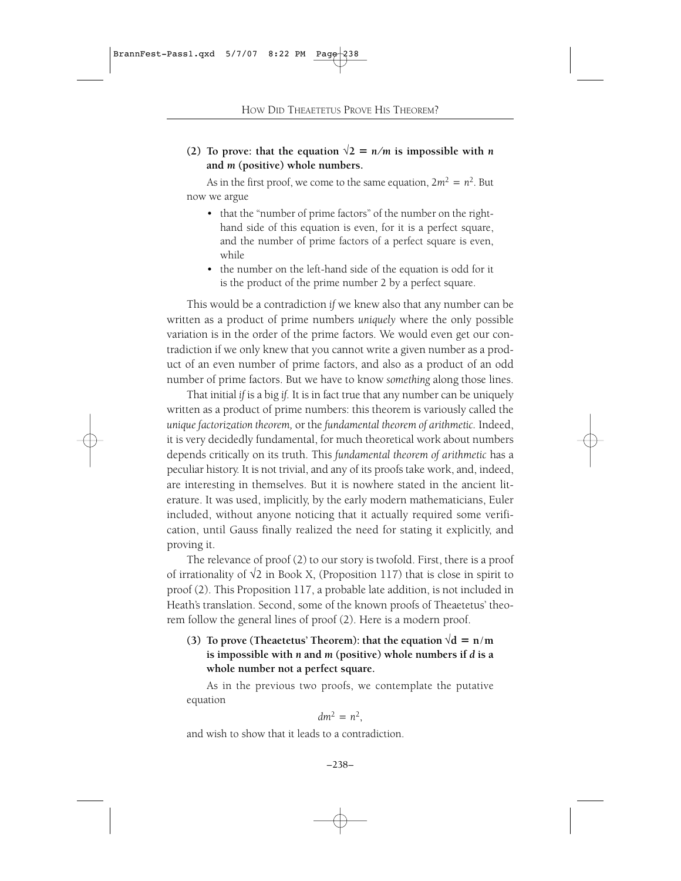**(2) To prove: that the equation $\sqrt{2} = n/m$ is impossible with $n$ and $m$ (positive) whole numbers.**

As in the first proof, we come to the same equation, $2m^2 = n^2$. But now we argue

- that the "number of prime factors" of the number on the right-hand side of this equation is even, for it is a perfect square, and the number of prime factors of a perfect square is even, while
- the number on the left-hand side of the equation is odd for it is the product of the prime number 2 by a perfect square.

This would be a contradiction *if* we knew also that any number can be written as a product of prime numbers *uniquely* where the only possible variation is in the order of the prime factors. We would even get our contradiction if we only knew that you cannot write a given number as a product of an even number of prime factors, and also as a product of an odd number of prime factors. But we have to know *something* along those lines.

That initial *if* is a big *if*. It is in fact true that any number can be uniquely written as a product of prime numbers: this theorem is variously called the *unique factorization theorem,* or the *fundamental theorem of arithmetic.* Indeed, it is very decidedly fundamental, for much theoretical work about numbers depends critically on its truth. This *fundamental theorem of arithmetic* has a peculiar history. It is not trivial, and any of its proofs take work, and, indeed, are interesting in themselves. But it is nowhere stated in the ancient literature. It was used, implicitly, by the early modern mathematicians, Euler included, without anyone noticing that it actually required some verification, until Gauss finally realized the need for stating it explicitly, and proving it.

The relevance of proof (2) to our story is twofold. First, there is a proof of irrationality of $\sqrt{2}$ in Book X, (Proposition 117) that is close in spirit to proof (2). This Proposition 117, a probable late addition, is not included in Heath's translation. Second, some of the known proofs of Theaetetus' theorem follow the general lines of proof (2). Here is a modern proof.

**(3) To prove (Theaetetus' Theorem): that the equation $\sqrt{d} = n/m$ is impossible with $n$ and $m$ (positive) whole numbers if $d$ is a whole number not a perfect square.**

As in the previous two proofs, we contemplate the putative equation

$$dm^2 = n^2,$$

and wish to show that it leads to a contradiction.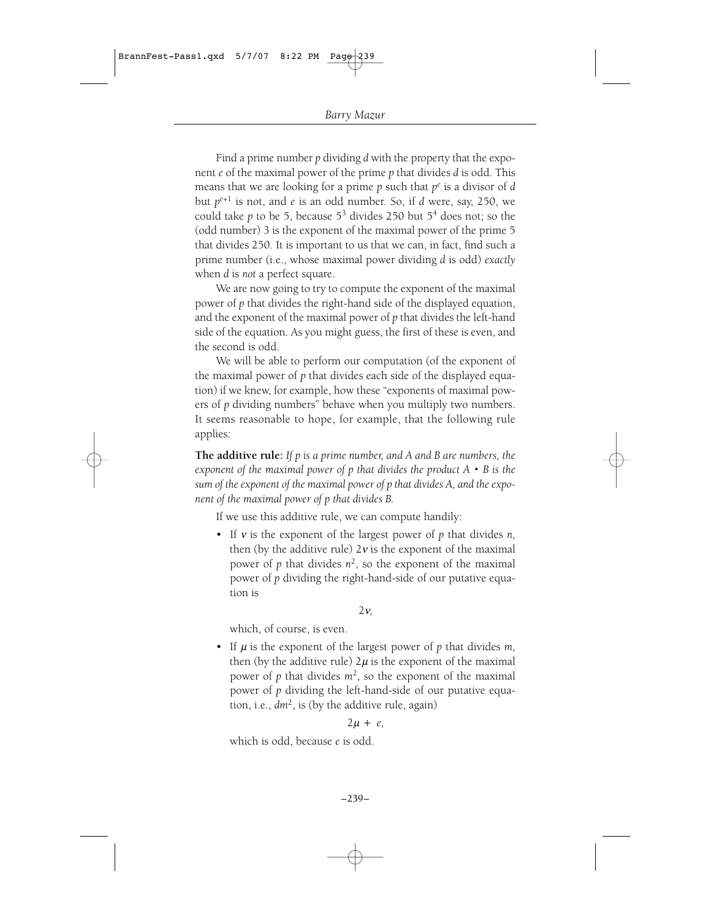Find a prime number $p$ dividing $d$ with the property that the exponent $e$ of the maximal power of the prime $p$ that divides $d$ is odd. This means that we are looking for a prime $p$ such that $p^e$ is a divisor of $d$ but $p^{e+1}$ is not, and $e$ is an odd number. So, if $d$ were, say, 250, we could take $p$ to be 5, because $5^3$ divides 250 but $5^4$ does not; so the (odd number) 3 is the exponent of the maximal power of the prime 5 that divides 250. It is important to us that we can, in fact, find such a prime number (i.e., whose maximal power dividing $d$ is odd) *exactly* when $d$ is *not* a perfect square.

We are now going to try to compute the exponent of the maximal power of $p$ that divides the right-hand side of the displayed equation, and the exponent of the maximal power of $p$ that divides the left-hand side of the equation. As you might guess, the first of these is even, and the second is odd.

We will be able to perform our computation (of the exponent of the maximal power of $p$ that divides each side of the displayed equation) if we knew, for example, how these "exponents of maximal powers of $p$ dividing numbers" behave when you multiply two numbers. It seems reasonable to hope, for example, that the following rule applies:

**The additive rule:** *If $p$ is a prime number, and $A$ and $B$ are numbers, the exponent of the maximal power of $p$ that divides the product $A \cdot B$ is the sum of the exponent of the maximal power of $p$ that divides $A$, and the exponent of the maximal power of $p$ that divides $B$.*

If we use this additive rule, we can compute handily:

- If $\nu$ is the exponent of the largest power of $p$ that divides $n$, then (by the additive rule) $2\nu$ is the exponent of the maximal power of $p$ that divides $n^2$, so the exponent of the maximal power of $p$ dividing the right-hand-side of our putative equation is

  $$2\nu,$$

  which, of course, is even.

- If $\mu$ is the exponent of the largest power of $p$ that divides $m$, then (by the additive rule) $2\mu$ is the exponent of the maximal power of $p$ that divides $m^2$, so the exponent of the maximal power of $p$ dividing the left-hand-side of our putative equation, i.e., $dm^2$, is (by the additive rule, again)

  $$2\mu + e,$$

  which is odd, because $e$ is odd.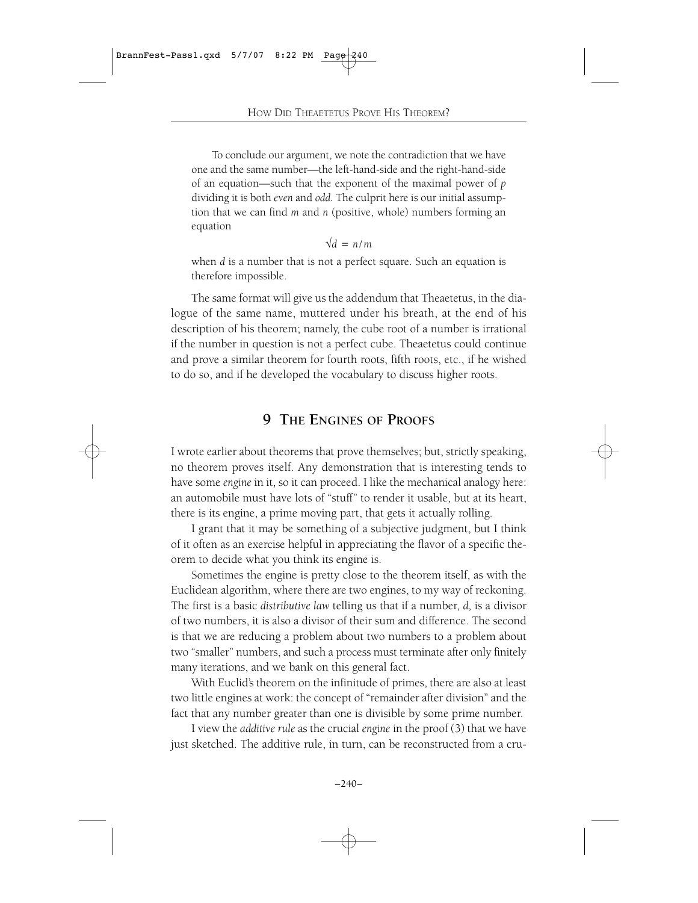To conclude our argument, we note the contradiction that we have one and the same number—the left-hand-side and the right-hand-side of an equation—such that the exponent of the maximal power of $p$ dividing it is both *even* and *odd.* The culprit here is our initial assumption that we can find $m$ and $n$ (positive, whole) numbers forming an equation

$$\sqrt{d} = n/m$$

when $d$ is a number that is not a perfect square. Such an equation is therefore impossible.

The same format will give us the addendum that Theaetetus, in the dialogue of the same name, muttered under his breath, at the end of his description of his theorem; namely, the cube root of a number is irrational if the number in question is not a perfect cube. Theaetetus could continue and prove a similar theorem for fourth roots, fifth roots, etc., if he wished to do so, and if he developed the vocabulary to discuss higher roots.

## 9 The Engines of Proofs

I wrote earlier about theorems that prove themselves; but, strictly speaking, no theorem proves itself. Any demonstration that is interesting tends to have some *engine* in it, so it can proceed. I like the mechanical analogy here: an automobile must have lots of "stuff" to render it usable, but at its heart, there is its engine, a prime moving part, that gets it actually rolling.

I grant that it may be something of a subjective judgment, but I think of it often as an exercise helpful in appreciating the flavor of a specific theorem to decide what you think its engine is.

Sometimes the engine is pretty close to the theorem itself, as with the Euclidean algorithm, where there are two engines, to my way of reckoning. The first is a basic *distributive law* telling us that if a number, $d$, is a divisor of two numbers, it is also a divisor of their sum and difference. The second is that we are reducing a problem about two numbers to a problem about two "smaller" numbers, and such a process must terminate after only finitely many iterations, and we bank on this general fact.

With Euclid's theorem on the infinitude of primes, there are also at least two little engines at work: the concept of "remainder after division" and the fact that any number greater than one is divisible by some prime number.

I view the *additive rule* as the crucial *engine* in the proof (3) that we have just sketched. The additive rule, in turn, can be reconstructed from a cru-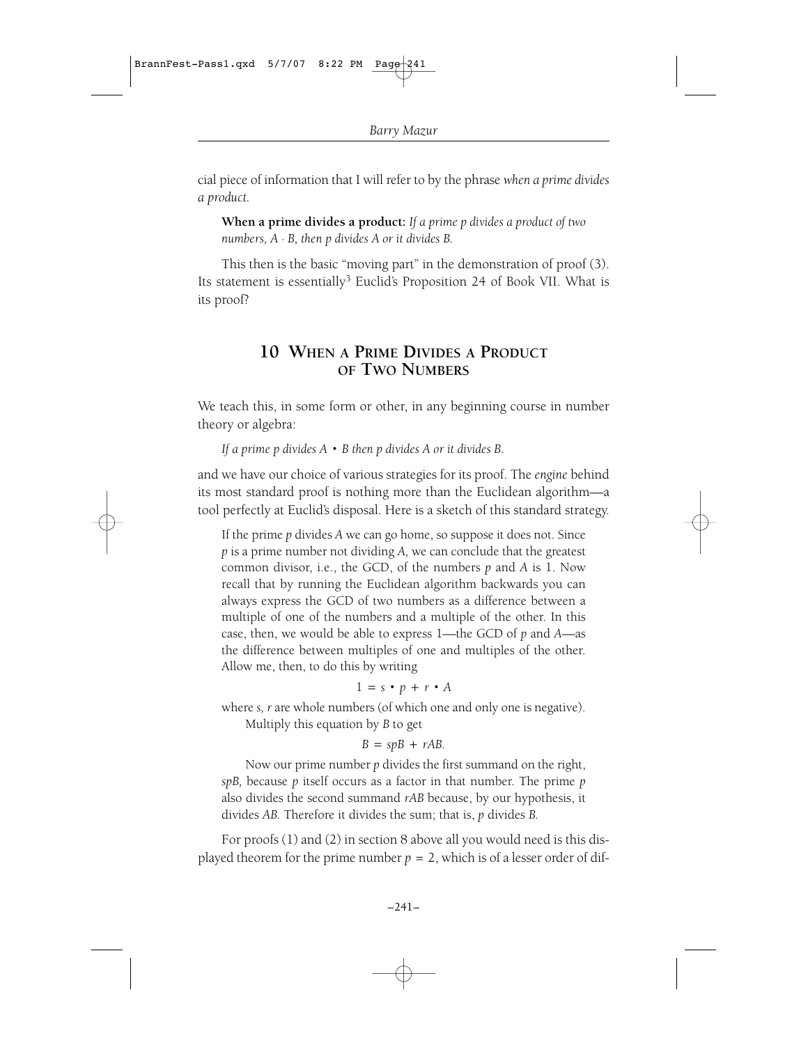cial piece of information that I will refer to by the phrase *when a prime divides a product.*

> **When a prime divides a product:** *If a prime p divides a product of two numbers, $A \cdot B$, then p divides A or it divides B.*

This then is the basic "moving part" in the demonstration of proof (3). Its statement is essentially[3] Euclid's Proposition 24 of Book VII. What is its proof?

## 10 When a Prime Divides a Product of Two Numbers

We teach this, in some form or other, in any beginning course in number theory or algebra:

> *If a prime p divides $A \cdot B$ then p divides A or it divides B.*

and we have our choice of various strategies for its proof. The *engine* behind its most standard proof is nothing more than the Euclidean algorithm—a tool perfectly at Euclid's disposal. Here is a sketch of this standard strategy.

> If the prime $p$ divides $A$ we can go home, so suppose it does not. Since $p$ is a prime number not dividing $A$, we can conclude that the greatest common divisor, i.e., the GCD, of the numbers $p$ and $A$ is 1. Now recall that by running the Euclidean algorithm backwards you can always express the GCD of two numbers as a difference between a multiple of one of the numbers and a multiple of the other. In this case, then, we would be able to express 1—the GCD of $p$ and $A$—as the difference between multiples of one and multiples of the other. Allow me, then, to do this by writing
>
> $$1 = s \cdot p + r \cdot A$$
>
> where $s$, $r$ are whole numbers (of which one and only one is negative).
>
> Multiply this equation by $B$ to get
>
> $$B = spB + rAB.$$
>
> Now our prime number $p$ divides the first summand on the right, $spB$, because $p$ itself occurs as a factor in that number. The prime $p$ also divides the second summand $rAB$ because, by our hypothesis, it divides $AB$. Therefore it divides the sum; that is, $p$ divides $B$.

For proofs (1) and (2) in section 8 above all you would need is this displayed theorem for the prime number $p = 2$, which is of a lesser order of dif-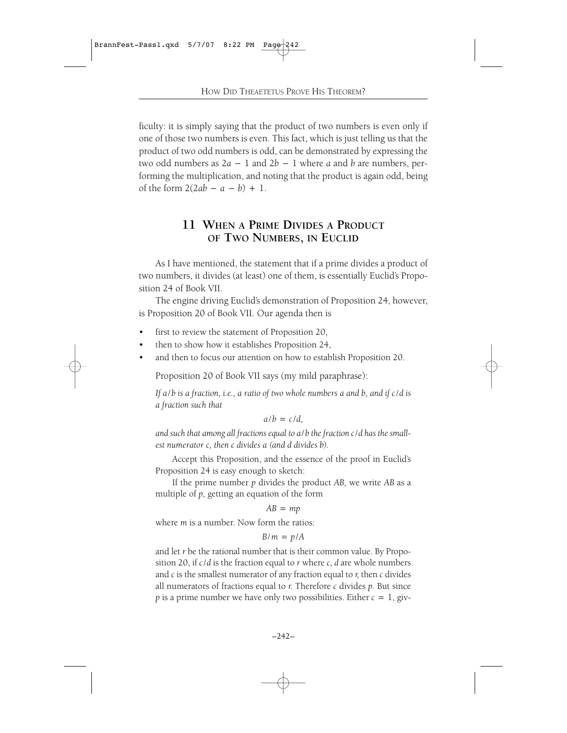ficulty: it is simply saying that the product of two numbers is even only if one of those two numbers is even. This fact, which is just telling us that the product of two odd numbers is odd, can be demonstrated by expressing the two odd numbers as $2a - 1$ and $2b - 1$ where $a$ and $b$ are numbers, performing the multiplication, and noting that the product is again odd, being of the form $2(2ab - a - b) + 1$.

## 11 When a Prime Divides a Product of Two Numbers, in Euclid

As I have mentioned, the statement that if a prime divides a product of two numbers, it divides (at least) one of them, is essentially Euclid's Proposition 24 of Book VII.

The engine driving Euclid's demonstration of Proposition 24, however, is Proposition 20 of Book VII. Our agenda then is

- first to review the statement of Proposition 20,
- then to show how it establishes Proposition 24,
- and then to focus our attention on how to establish Proposition 20.

Proposition 20 of Book VII says (my mild paraphrase):

*If $a/b$ is a fraction, i.e., a ratio of two whole numbers $a$ and $b$, and if $c/d$ is a fraction such that*

$$a/b = c/d,$$

*and such that among all fractions equal to $a/b$ the fraction $c/d$ has the smallest numerator $c$, then $c$ divides $a$ (and $d$ divides $b$).*

Accept this Proposition, and the essence of the proof in Euclid's Proposition 24 is easy enough to sketch:

If the prime number $p$ divides the product $AB$, we write $AB$ as a multiple of $p$, getting an equation of the form

$$AB = mp$$

where $m$ is a number. Now form the ratios:

$$B/m = p/A$$

and let $r$ be the rational number that is their common value. By Proposition 20, if $c/d$ is the fraction equal to $r$ where $c$, $d$ are whole numbers and $c$ is the smallest numerator of any fraction equal to $r$, then $c$ divides all numerators of fractions equal to $r$. Therefore $c$ divides $p$. But since $p$ is a prime number we have only two possibilities. Either $c = 1$, giv-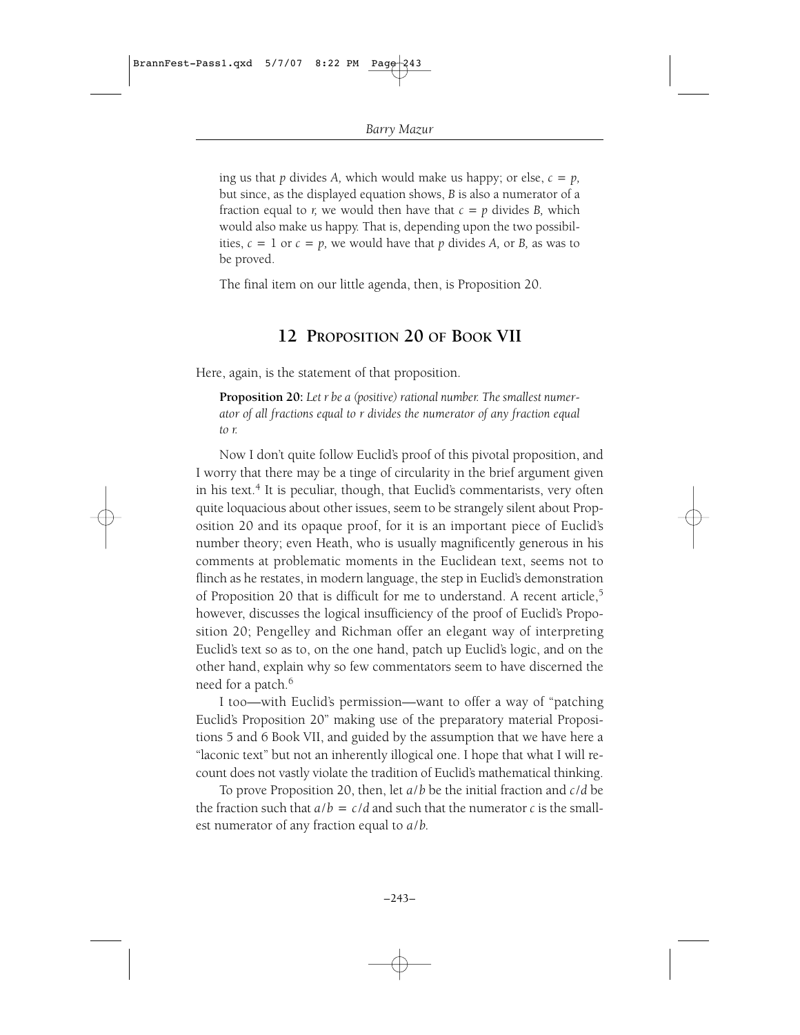ing us that $p$ divides $A$, which would make us happy; or else, $c = p$, but since, as the displayed equation shows, $B$ is also a numerator of a fraction equal to $r$, we would then have that $c = p$ divides $B$, which would also make us happy. That is, depending upon the two possibilities, $c = 1$ or $c = p$, we would have that $p$ divides $A$, or $B$, as was to be proved.

The final item on our little agenda, then, is Proposition 20.

## 12 Proposition 20 of Book VII

Here, again, is the statement of that proposition.

> **Proposition 20:** *Let $r$ be a (positive) rational number. The smallest numerator of all fractions equal to $r$ divides the numerator of any fraction equal to $r$.*

Now I don't quite follow Euclid's proof of this pivotal proposition, and I worry that there may be a tinge of circularity in the brief argument given in his text.[4] It is peculiar, though, that Euclid's commentarists, very often quite loquacious about other issues, seem to be strangely silent about Proposition 20 and its opaque proof, for it is an important piece of Euclid's number theory; even Heath, who is usually magnificently generous in his comments at problematic moments in the Euclidean text, seems not to flinch as he restates, in modern language, the step in Euclid's demonstration of Proposition 20 that is difficult for me to understand. A recent article,[5] however, discusses the logical insufficiency of the proof of Euclid's Proposition 20; Pengelley and Richman offer an elegant way of interpreting Euclid's text so as to, on the one hand, patch up Euclid's logic, and on the other hand, explain why so few commentators seem to have discerned the need for a patch.[6]

I too—with Euclid's permission—want to offer a way of "patching Euclid's Proposition 20" making use of the preparatory material Propositions 5 and 6 Book VII, and guided by the assumption that we have here a "laconic text" but not an inherently illogical one. I hope that what I will recount does not vastly violate the tradition of Euclid's mathematical thinking.

To prove Proposition 20, then, let $a/b$ be the initial fraction and $c/d$ be the fraction such that $a/b = c/d$ and such that the numerator $c$ is the smallest numerator of any fraction equal to $a/b$.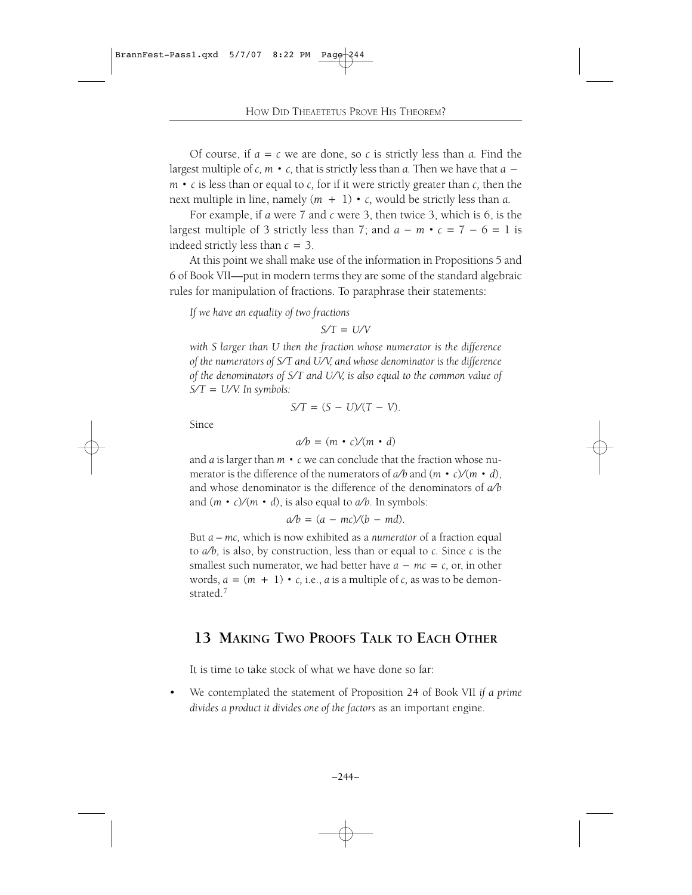Of course, if $a = c$ we are done, so $c$ is strictly less than $a$. Find the largest multiple of $c$, $m \cdot c$, that is strictly less than $a$. Then we have that $a - m \cdot c$ is less than or equal to $c$, for if it were strictly greater than $c$, then the next multiple in line, namely $(m + 1) \cdot c$, would be strictly less than $a$.

For example, if $a$ were 7 and $c$ were 3, then twice 3, which is 6, is the largest multiple of 3 strictly less than 7; and $a - m \cdot c = 7 - 6 = 1$ is indeed strictly less than $c = 3$.

At this point we shall make use of the information in Propositions 5 and 6 of Book VII—put in modern terms they are some of the standard algebraic rules for manipulation of fractions. To paraphrase their statements:

*If we have an equality of two fractions*

$$S/T = U/V$$

*with S larger than U then the fraction whose numerator is the difference of the numerators of S/T and U/V, and whose denominator is the difference of the denominators of S/T and U/V, is also equal to the common value of S/T = U/V. In symbols:*

$$S/T = (S - U)/(T - V).$$

Since

$$a/b = (m \cdot c)/(m \cdot d)$$

and $a$ is larger than $m \cdot c$ we can conclude that the fraction whose numerator is the difference of the numerators of $a/b$ and $(m \cdot c)/(m \cdot d)$, and whose denominator is the difference of the denominators of $a/b$ and $(m \cdot c)/(m \cdot d)$, is also equal to $a/b$. In symbols:

$$a/b = (a - mc)/(b - md).$$

But $a - mc$, which is now exhibited as a *numerator* of a fraction equal to $a/b$, is also, by construction, less than or equal to $c$. Since $c$ is the smallest such numerator, we had better have $a - mc = c$, or, in other words, $a = (m + 1) \cdot c$, i.e., $a$ is a multiple of $c$, as was to be demonstrated.[7]

## 13 Making Two Proofs Talk to Each Other

It is time to take stock of what we have done so far:

- We contemplated the statement of Proposition 24 of Book VII *if a prime divides a product it divides one of the factors* as an important engine.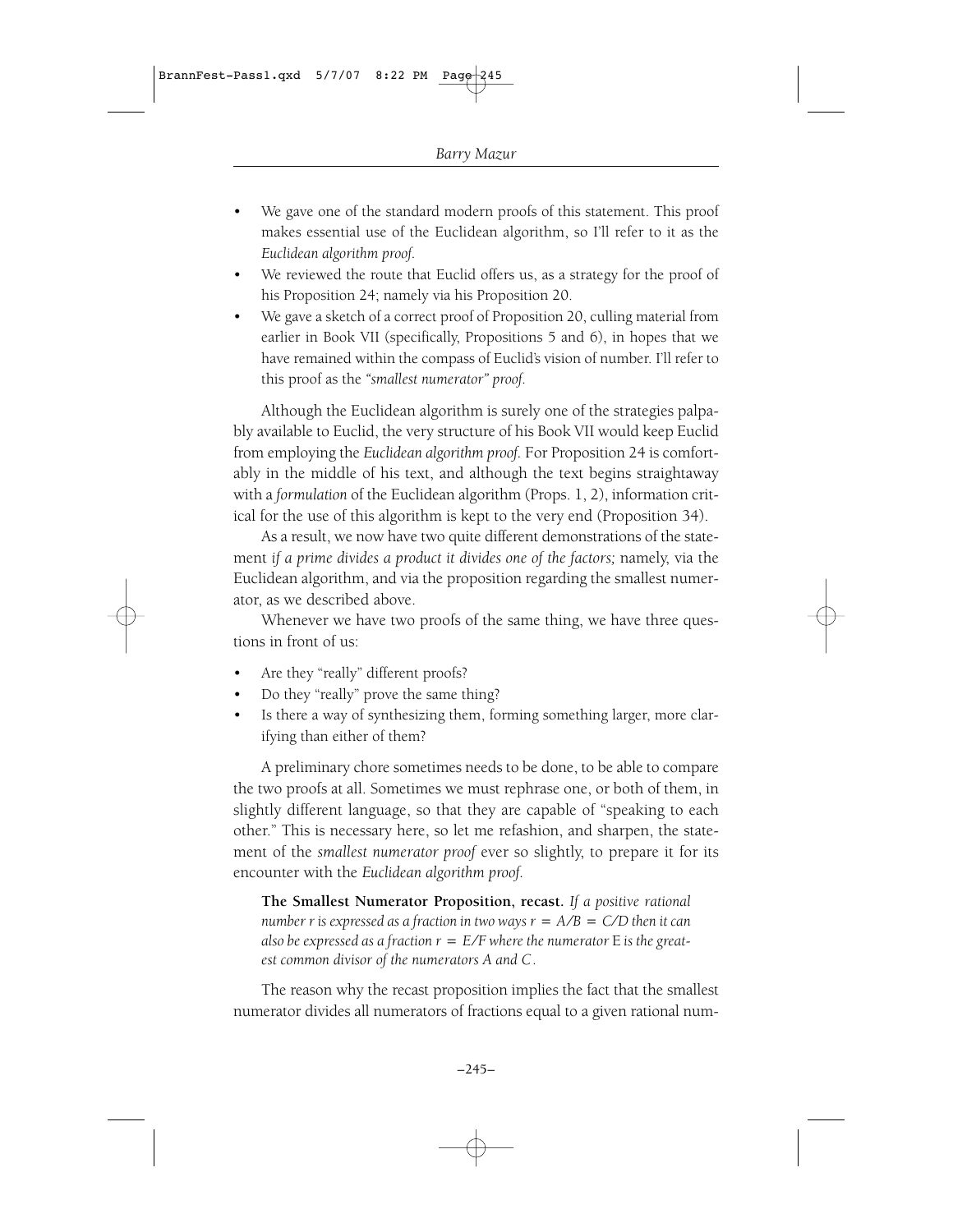- We gave one of the standard modern proofs of this statement. This proof makes essential use of the Euclidean algorithm, so I'll refer to it as the *Euclidean algorithm proof.*
- We reviewed the route that Euclid offers us, as a strategy for the proof of his Proposition 24; namely via his Proposition 20.
- We gave a sketch of a correct proof of Proposition 20, culling material from earlier in Book VII (specifically, Propositions 5 and 6), in hopes that we have remained within the compass of Euclid's vision of number. I'll refer to this proof as the *"smallest numerator" proof.*

Although the Euclidean algorithm is surely one of the strategies palpably available to Euclid, the very structure of his Book VII would keep Euclid from employing the *Euclidean algorithm proof.* For Proposition 24 is comfortably in the middle of his text, and although the text begins straightaway with a *formulation* of the Euclidean algorithm (Props. 1, 2), information critical for the use of this algorithm is kept to the very end (Proposition 34).

As a result, we now have two quite different demonstrations of the statement *if a prime divides a product it divides one of the factors;* namely, via the Euclidean algorithm, and via the proposition regarding the smallest numerator, as we described above.

Whenever we have two proofs of the same thing, we have three questions in front of us:

- Are they "really" different proofs?
- Do they "really" prove the same thing?
- Is there a way of synthesizing them, forming something larger, more clarifying than either of them?

A preliminary chore sometimes needs to be done, to be able to compare the two proofs at all. Sometimes we must rephrase one, or both of them, in slightly different language, so that they are capable of "speaking to each other." This is necessary here, so let me refashion, and sharpen, the statement of the *smallest numerator proof* ever so slightly, to prepare it for its encounter with the *Euclidean algorithm proof.*

> **The Smallest Numerator Proposition, recast.** *If a positive rational number $r$ is expressed as a fraction in two ways $r = A/B = C/D$ then it can also be expressed as a fraction $r = E/F$ where the numerator $E$ is the greatest common divisor of the numerators $A$ and $C$.*

The reason why the recast proposition implies the fact that the smallest numerator divides all numerators of fractions equal to a given rational num-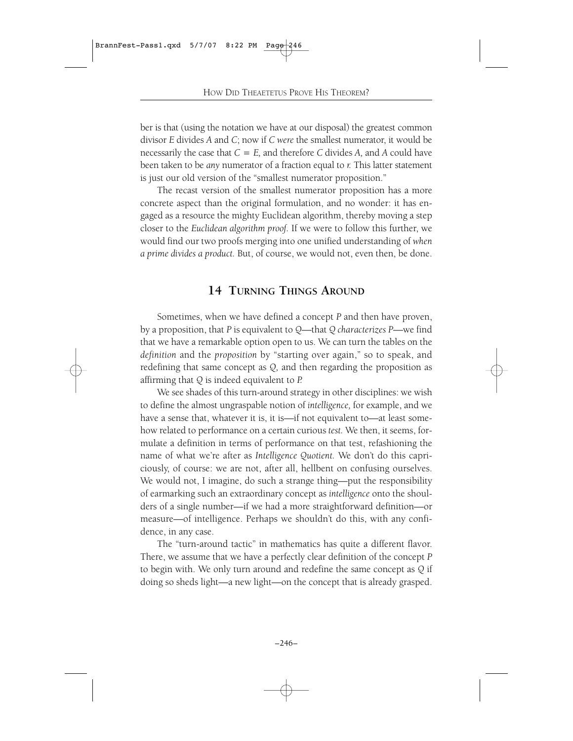ber is that (using the notation we have at our disposal) the greatest common divisor $E$ divides $A$ and $C$; now if $C$ *were* the smallest numerator, it would be necessarily the case that $C = E$, and therefore $C$ divides $A$, and $A$ could have been taken to be *any* numerator of a fraction equal to $r$. This latter statement is just our old version of the "smallest numerator proposition."

The recast version of the smallest numerator proposition has a more concrete aspect than the original formulation, and no wonder: it has engaged as a resource the mighty Euclidean algorithm, thereby moving a step closer to the *Euclidean algorithm proof.* If we were to follow this further, we would find our two proofs merging into one unified understanding of *when a prime divides a product.* But, of course, we would not, even then, be done.

## 14 Turning Things Around

Sometimes, when we have defined a concept $P$ and then have proven, by a proposition, that $P$ is equivalent to $Q$—that *$Q$ characterizes $P$*—we find that we have a remarkable option open to us. We can turn the tables on the *definition* and the *proposition* by "starting over again," so to speak, and redefining that same concept as $Q$, and then regarding the proposition as affirming that $Q$ is indeed equivalent to $P$.

We see shades of this turn-around strategy in other disciplines: we wish to define the almost ungraspable notion of *intelligence,* for example, and we have a sense that, whatever it is, it is—if not equivalent to—at least somehow related to performance on a certain curious *test.* We then, it seems, formulate a definition in terms of performance on that test, refashioning the name of what we're after as *Intelligence Quotient.* We don't do this capriciously, of course: we are not, after all, hellbent on confusing ourselves. We would not, I imagine, do such a strange thing—put the responsibility of earmarking such an extraordinary concept as *intelligence* onto the shoulders of a single number—if we had a more straightforward definition—or measure—of intelligence. Perhaps we shouldn't do this, with any confidence, in any case.

The "turn-around tactic" in mathematics has quite a different flavor. There, we assume that we have a perfectly clear definition of the concept $P$ to begin with. We only turn around and redefine the same concept as $Q$ if doing so sheds light—a new light—on the concept that is already grasped.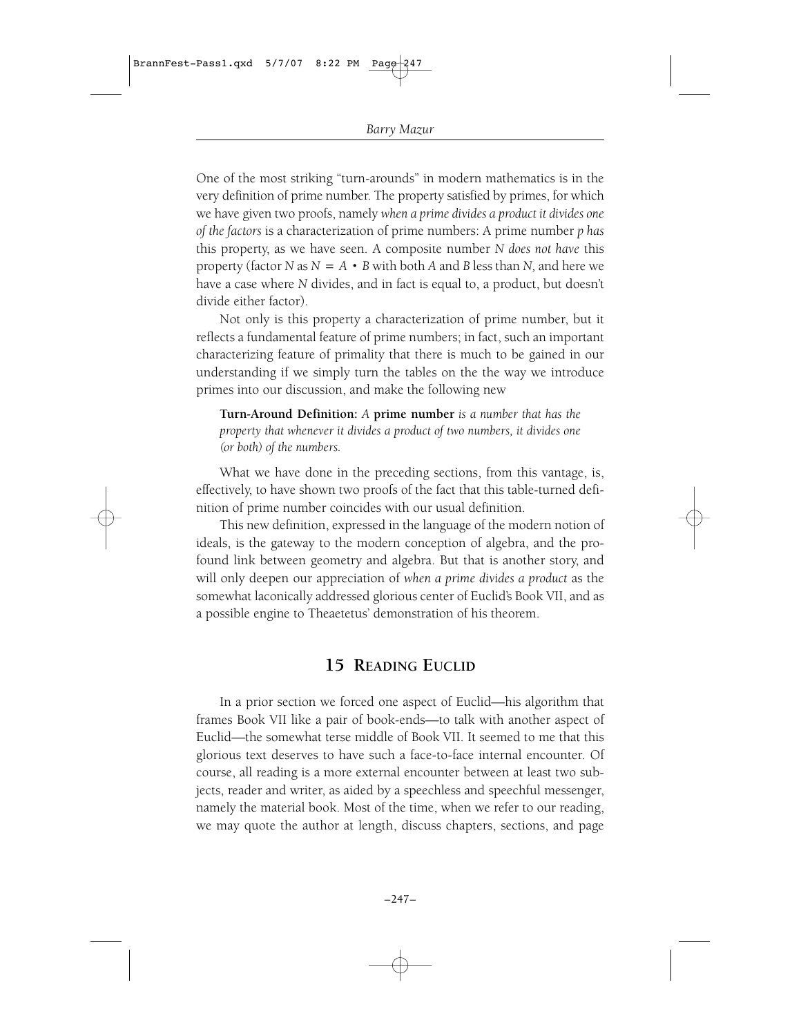One of the most striking "turn-arounds" in modern mathematics is in the very definition of prime number. The property satisfied by primes, for which we have given two proofs, namely *when a prime divides a product it divides one of the factors* is a characterization of prime numbers: A prime number *p has* this property, as we have seen. A composite number *N does not have* this property (factor $N$ as $N = A \cdot B$ with both $A$ and $B$ less than $N$, and here we have a case where $N$ divides, and in fact is equal to, a product, but doesn't divide either factor).

Not only is this property a characterization of prime number, but it reflects a fundamental feature of prime numbers; in fact, such an important characterizing feature of primality that there is much to be gained in our understanding if we simply turn the tables on the the way we introduce primes into our discussion, and make the following new

> **Turn-Around Definition:** *A* **prime number** *is a number that has the property that whenever it divides a product of two numbers, it divides one (or both) of the numbers.*

What we have done in the preceding sections, from this vantage, is, effectively, to have shown two proofs of the fact that this table-turned definition of prime number coincides with our usual definition.

This new definition, expressed in the language of the modern notion of ideals, is the gateway to the modern conception of algebra, and the profound link between geometry and algebra. But that is another story, and will only deepen our appreciation of *when a prime divides a product* as the somewhat laconically addressed glorious center of Euclid's Book VII, and as a possible engine to Theaetetus' demonstration of his theorem.

## 15 Reading Euclid

In a prior section we forced one aspect of Euclid—his algorithm that frames Book VII like a pair of book-ends—to talk with another aspect of Euclid—the somewhat terse middle of Book VII. It seemed to me that this glorious text deserves to have such a face-to-face internal encounter. Of course, all reading is a more external encounter between at least two subjects, reader and writer, as aided by a speechless and speechful messenger, namely the material book. Most of the time, when we refer to our reading, we may quote the author at length, discuss chapters, sections, and page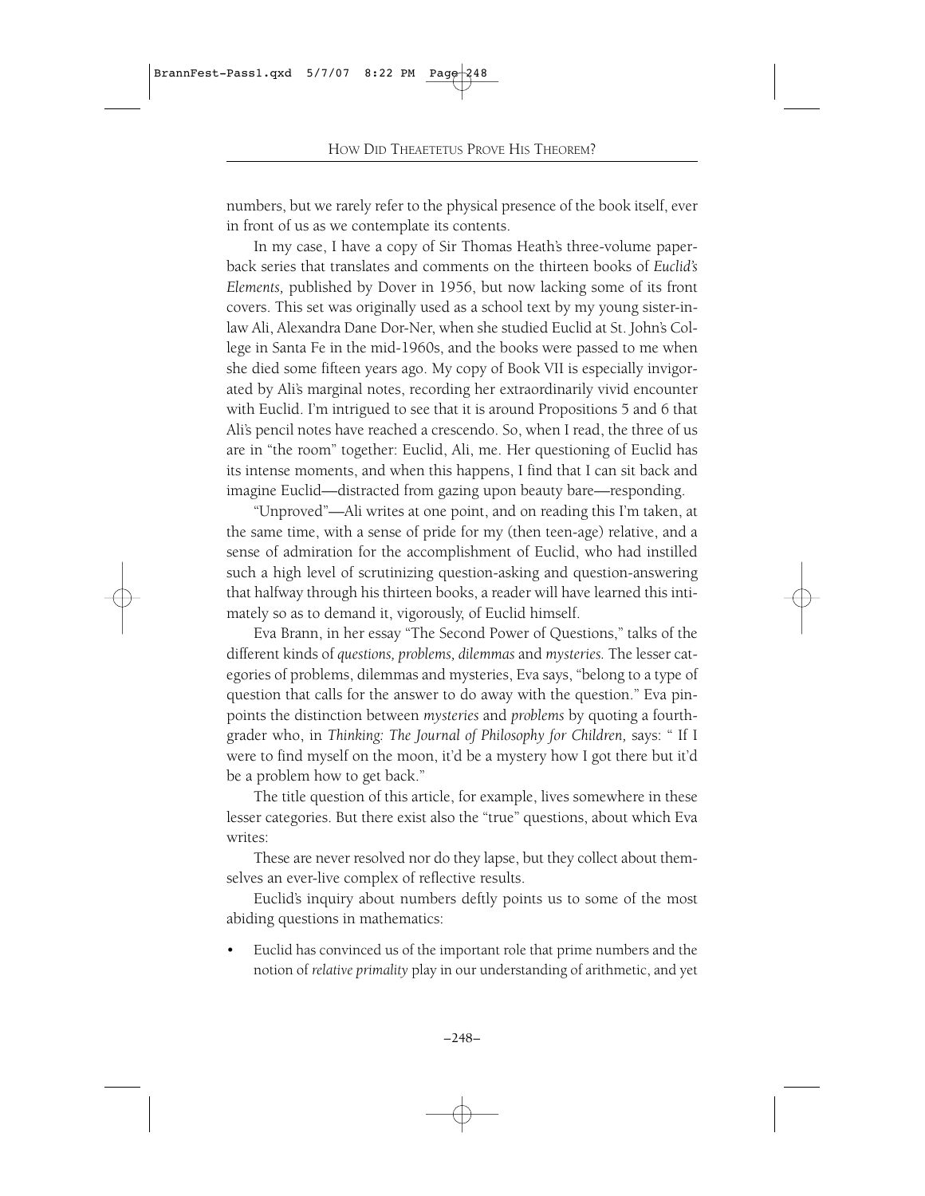numbers, but we rarely refer to the physical presence of the book itself, ever in front of us as we contemplate its contents.

In my case, I have a copy of Sir Thomas Heath's three-volume paperback series that translates and comments on the thirteen books of *Euclid's Elements,* published by Dover in 1956, but now lacking some of its front covers. This set was originally used as a school text by my young sister-in-law Ali, Alexandra Dane Dor-Ner, when she studied Euclid at St. John's College in Santa Fe in the mid-1960s, and the books were passed to me when she died some fifteen years ago. My copy of Book VII is especially invigorated by Ali's marginal notes, recording her extraordinarily vivid encounter with Euclid. I'm intrigued to see that it is around Propositions 5 and 6 that Ali's pencil notes have reached a crescendo. So, when I read, the three of us are in "the room" together: Euclid, Ali, me. Her questioning of Euclid has its intense moments, and when this happens, I find that I can sit back and imagine Euclid—distracted from gazing upon beauty bare—responding.

"Unproved"—Ali writes at one point, and on reading this I'm taken, at the same time, with a sense of pride for my (then teen-age) relative, and a sense of admiration for the accomplishment of Euclid, who had instilled such a high level of scrutinizing question-asking and question-answering that halfway through his thirteen books, a reader will have learned this intimately so as to demand it, vigorously, of Euclid himself.

Eva Brann, in her essay "The Second Power of Questions," talks of the different kinds of *questions, problems, dilemmas* and *mysteries.* The lesser categories of problems, dilemmas and mysteries, Eva says, "belong to a type of question that calls for the answer to do away with the question." Eva pinpoints the distinction between *mysteries* and *problems* by quoting a fourth-grader who, in *Thinking: The Journal of Philosophy for Children,* says: " If I were to find myself on the moon, it'd be a mystery how I got there but it'd be a problem how to get back."

The title question of this article, for example, lives somewhere in these lesser categories. But there exist also the "true" questions, about which Eva writes:

These are never resolved nor do they lapse, but they collect about themselves an ever-live complex of reflective results.

Euclid's inquiry about numbers deftly points us to some of the most abiding questions in mathematics:

- Euclid has convinced us of the important role that prime numbers and the notion of *relative primality* play in our understanding of arithmetic, and yet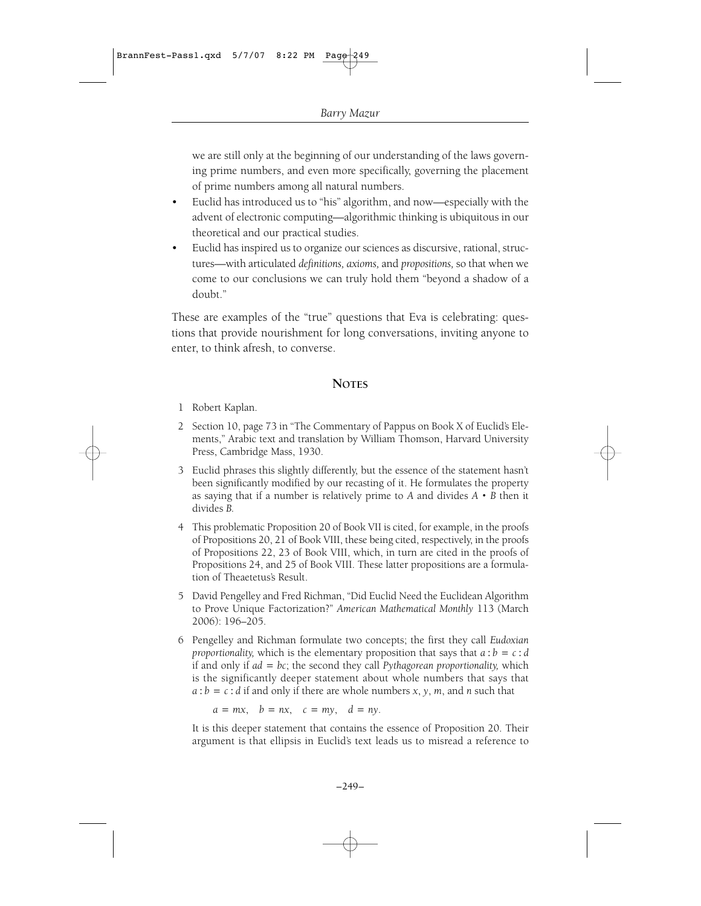we are still only at the beginning of our understanding of the laws governing prime numbers, and even more specifically, governing the placement of prime numbers among all natural numbers.

- Euclid has introduced us to "his" algorithm, and now—especially with the advent of electronic computing—algorithmic thinking is ubiquitous in our theoretical and our practical studies.
- Euclid has inspired us to organize our sciences as discursive, rational, structures—with articulated *definitions, axioms,* and *propositions,* so that when we come to our conclusions we can truly hold them "beyond a shadow of a doubt."

These are examples of the "true" questions that Eva is celebrating: questions that provide nourishment for long conversations, inviting anyone to enter, to think afresh, to converse.

## NOTES

1. Robert Kaplan.
2. Section 10, page 73 in "The Commentary of Pappus on Book X of Euclid's Elements," Arabic text and translation by William Thomson, Harvard University Press, Cambridge Mass, 1930.
3. Euclid phrases this slightly differently, but the essence of the statement hasn't been significantly modified by our recasting of it. He formulates the property as saying that if a number is relatively prime to $A$ and divides $A \cdot B$ then it divides $B$.
4. This problematic Proposition 20 of Book VII is cited, for example, in the proofs of Propositions 20, 21 of Book VIII, these being cited, respectively, in the proofs of Propositions 22, 23 of Book VIII, which, in turn are cited in the proofs of Propositions 24, and 25 of Book VIII. These latter propositions are a formulation of Theaetetus's Result.
5. David Pengelley and Fred Richman, "Did Euclid Need the Euclidean Algorithm to Prove Unique Factorization?" *American Mathematical Monthly* 113 (March 2006): 196–205.
6. Pengelley and Richman formulate two concepts; the first they call *Eudoxian proportionality,* which is the elementary proposition that says that $a : b = c : d$ if and only if $ad = bc$; the second they call *Pythagorean proportionality,* which is the significantly deeper statement about whole numbers that says that $a : b = c : d$ if and only if there are whole numbers $x$, $y$, $m$, and $n$ such that

   $$a = mx, \quad b = nx, \quad c = my, \quad d = ny.$$

   It is this deeper statement that contains the essence of Proposition 20. Their argument is that ellipsis in Euclid's text leads us to misread a reference to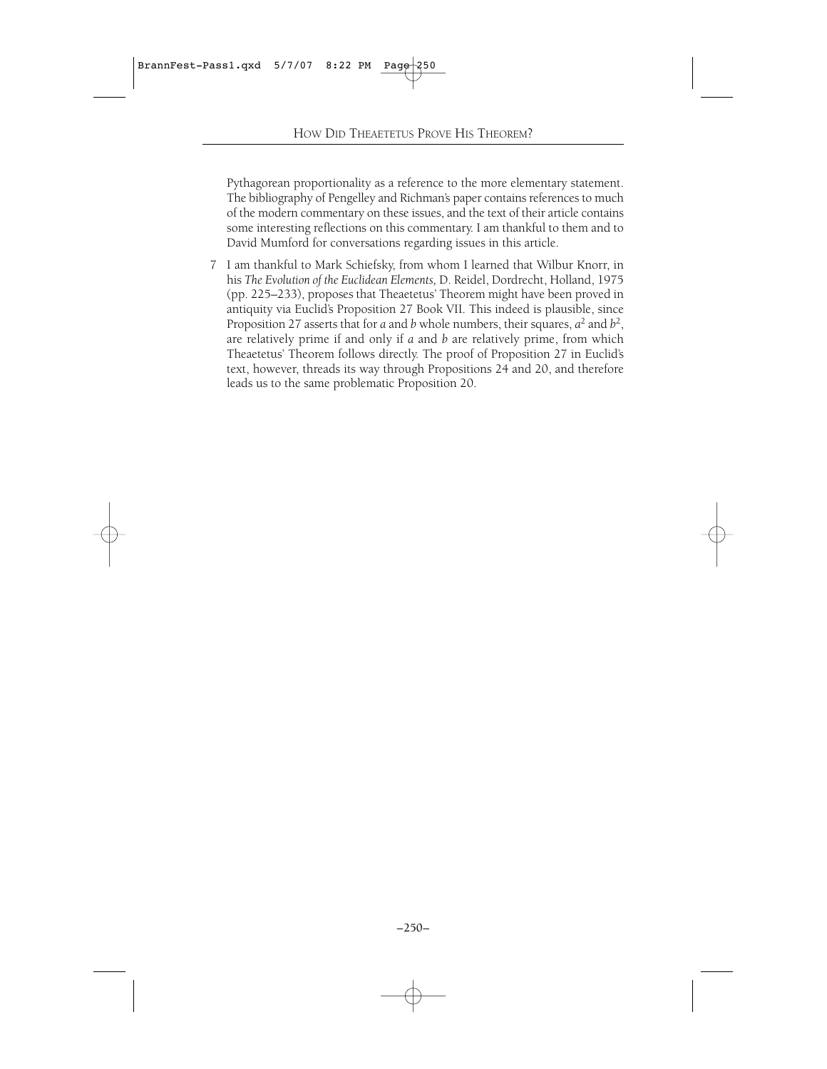Pythagorean proportionality as a reference to the more elementary statement. The bibliography of Pengelley and Richman's paper contains references to much of the modern commentary on these issues, and the text of their article contains some interesting reflections on this commentary. I am thankful to them and to David Mumford for conversations regarding issues in this article.

7 I am thankful to Mark Schiefsky, from whom I learned that Wilbur Knorr, in his *The Evolution of the Euclidean Elements*, D. Reidel, Dordrecht, Holland, 1975 (pp. 225–233), proposes that Theaetetus' Theorem might have been proved in antiquity via Euclid's Proposition 27 Book VII. This indeed is plausible, since Proposition 27 asserts that for $a$ and $b$ whole numbers, their squares, $a^2$ and $b^2$, are relatively prime if and only if $a$ and $b$ are relatively prime, from which Theaetetus' Theorem follows directly. The proof of Proposition 27 in Euclid's text, however, threads its way through Propositions 24 and 20, and therefore leads us to the same problematic Proposition 20.